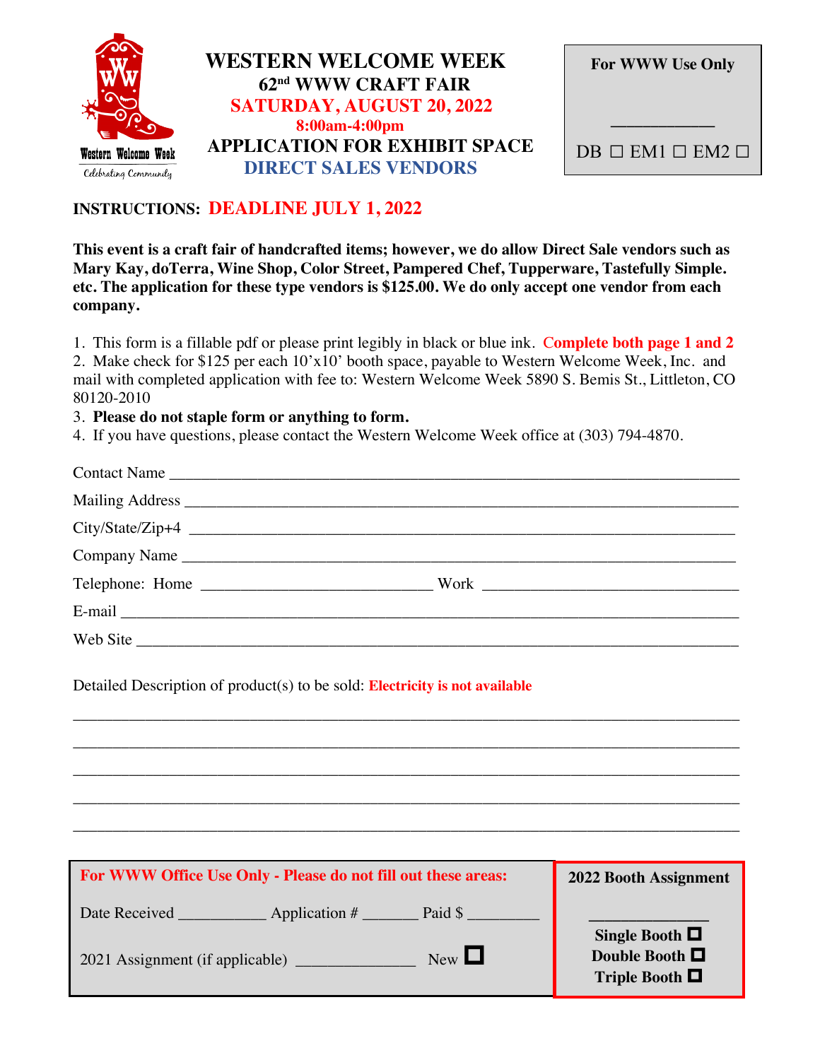Western Welcome Week
Celebrating Community

# WESTERN WELCOME WEEK

## 62nd WWW CRAFT FAIR

**SATURDAY, AUGUST 20, 2022**

**8:00am-4:00pm**

## APPLICATION FOR EXHIBIT SPACE

## DIRECT SALES VENDORS

**For WWW Use Only**

\_\_\_\_\_\_\_\_\_\_\_\_

DB ☐ EM1 ☐ EM2 ☐

**INSTRUCTIONS: DEADLINE JULY 1, 2022**

**This event is a craft fair of handcrafted items; however, we do allow Direct Sale vendors such as Mary Kay, doTerra, Wine Shop, Color Street, Pampered Chef, Tupperware, Tastefully Simple. etc. The application for these type vendors is $125.00. We do only accept one vendor from each company.**

1. This form is a fillable pdf or please print legibly in black or blue ink. **Complete both page 1 and 2**
2. Make check for $125 per each 10'x10' booth space, payable to Western Welcome Week, Inc. and mail with completed application with fee to: Western Welcome Week 5890 S. Bemis St., Littleton, CO 80120-2010
3. **Please do not staple form or anything to form.**
4. If you have questions, please contact the Western Welcome Week office at (303) 794-4870.

Contact Name \_\_\_\_\_\_\_\_\_\_\_\_\_\_\_\_\_\_\_\_\_\_\_\_\_\_\_\_\_\_\_\_\_\_\_\_\_\_\_\_\_\_\_\_\_\_\_\_\_\_\_\_

Mailing Address \_\_\_\_\_\_\_\_\_\_\_\_\_\_\_\_\_\_\_\_\_\_\_\_\_\_\_\_\_\_\_\_\_\_\_\_\_\_\_\_\_\_\_\_\_\_\_\_\_\_

City/State/Zip+4 \_\_\_\_\_\_\_\_\_\_\_\_\_\_\_\_\_\_\_\_\_\_\_\_\_\_\_\_\_\_\_\_\_\_\_\_\_\_\_\_\_\_\_\_\_\_\_\_\_

Company Name \_\_\_\_\_\_\_\_\_\_\_\_\_\_\_\_\_\_\_\_\_\_\_\_\_\_\_\_\_\_\_\_\_\_\_\_\_\_\_\_\_\_\_\_\_\_\_\_\_\_

Telephone: Home \_\_\_\_\_\_\_\_\_\_\_\_\_\_\_\_\_\_\_\_\_\_ Work \_\_\_\_\_\_\_\_\_\_\_\_\_\_\_\_\_\_\_\_\_\_

E-mail \_\_\_\_\_\_\_\_\_\_\_\_\_\_\_\_\_\_\_\_\_\_\_\_\_\_\_\_\_\_\_\_\_\_\_\_\_\_\_\_\_\_\_\_\_\_\_\_\_\_\_\_\_\_\_\_\_

Web Site \_\_\_\_\_\_\_\_\_\_\_\_\_\_\_\_\_\_\_\_\_\_\_\_\_\_\_\_\_\_\_\_\_\_\_\_\_\_\_\_\_\_\_\_\_\_\_\_\_\_\_\_\_\_\_

Detailed Description of product(s) to be sold: **Electricity is not available**

\_\_\_\_\_\_\_\_\_\_\_\_\_\_\_\_\_\_\_\_\_\_\_\_\_\_\_\_\_\_\_\_\_\_\_\_\_\_\_\_\_\_\_\_\_\_\_\_\_\_\_\_\_\_\_\_\_\_\_\_\_\_\_\_

\_\_\_\_\_\_\_\_\_\_\_\_\_\_\_\_\_\_\_\_\_\_\_\_\_\_\_\_\_\_\_\_\_\_\_\_\_\_\_\_\_\_\_\_\_\_\_\_\_\_\_\_\_\_\_\_\_\_\_\_\_\_\_\_

\_\_\_\_\_\_\_\_\_\_\_\_\_\_\_\_\_\_\_\_\_\_\_\_\_\_\_\_\_\_\_\_\_\_\_\_\_\_\_\_\_\_\_\_\_\_\_\_\_\_\_\_\_\_\_\_\_\_\_\_\_\_\_\_

\_\_\_\_\_\_\_\_\_\_\_\_\_\_\_\_\_\_\_\_\_\_\_\_\_\_\_\_\_\_\_\_\_\_\_\_\_\_\_\_\_\_\_\_\_\_\_\_\_\_\_\_\_\_\_\_\_\_\_\_\_\_\_\_

\_\_\_\_\_\_\_\_\_\_\_\_\_\_\_\_\_\_\_\_\_\_\_\_\_\_\_\_\_\_\_\_\_\_\_\_\_\_\_\_\_\_\_\_\_\_\_\_\_\_\_\_\_\_\_\_\_\_\_\_\_\_\_\_

**For WWW Office Use Only - Please do not fill out these areas:**

Date Received \_\_\_\_\_\_\_\_\_\_ Application # \_\_\_\_\_\_ Paid $ \_\_\_\_\_\_\_\_

2021 Assignment (if applicable) \_\_\_\_\_\_\_\_\_\_\_\_\_ New ☐

**2022 Booth Assignment**

\_\_\_\_\_\_\_\_\_\_\_\_\_

**Single Booth ☐**

**Double Booth ☐**

**Triple Booth ☐**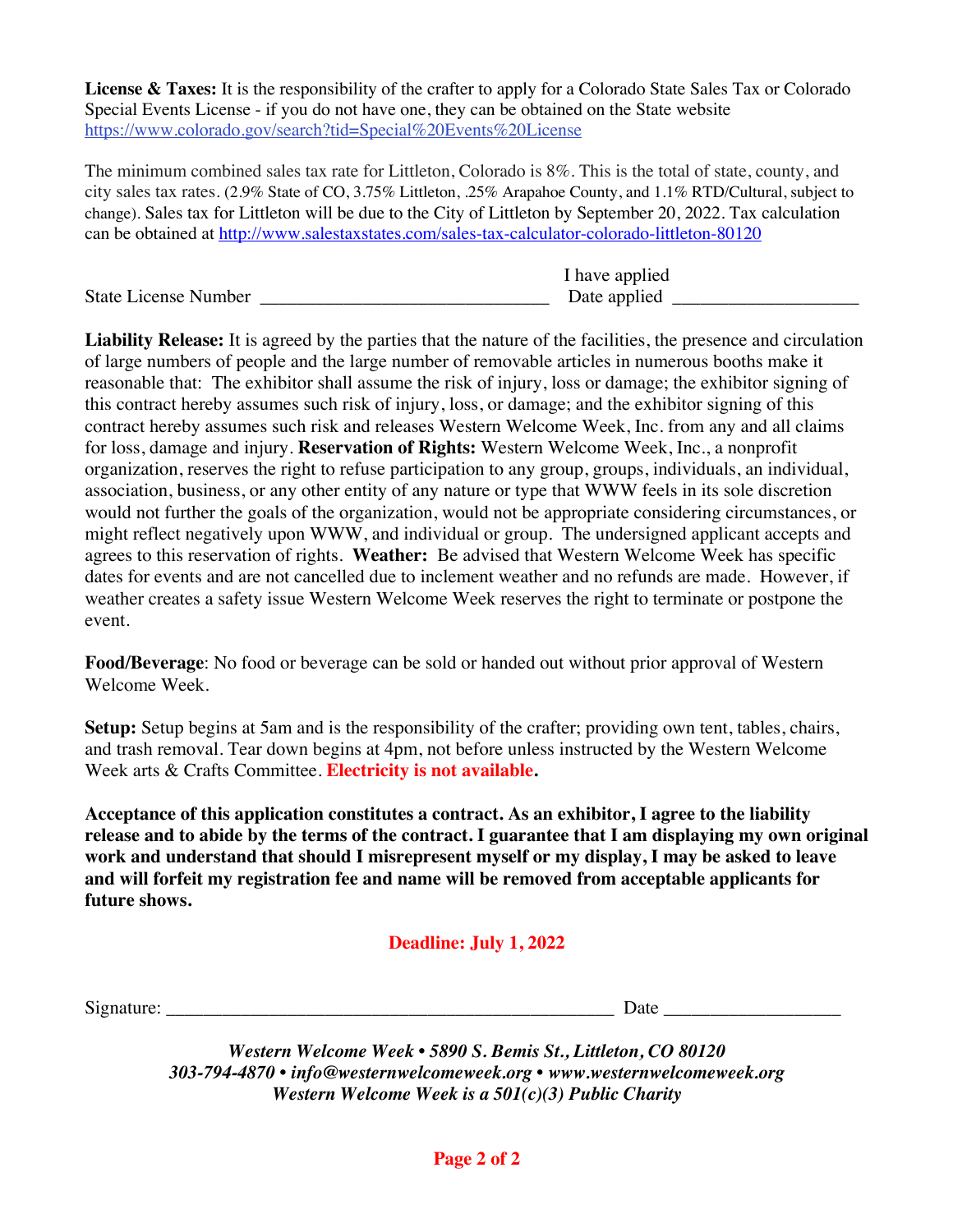**License & Taxes:** It is the responsibility of the crafter to apply for a Colorado State Sales Tax or Colorado Special Events License - if you do not have one, they can be obtained on the State website https://www.colorado.gov/search?tid=Special%20Events%20License

The minimum combined sales tax rate for Littleton, Colorado is 8%. This is the total of state, county, and city sales tax rates. (2.9% State of CO, 3.75% Littleton, .25% Arapahoe County, and 1.1% RTD/Cultural, subject to change). Sales tax for Littleton will be due to the City of Littleton by September 20, 2022. Tax calculation can be obtained at http://www.salestaxstates.com/sales-tax-calculator-colorado-littleton-80120

State License Number ________________________________ I have applied Date applied ____________________

**Liability Release:** It is agreed by the parties that the nature of the facilities, the presence and circulation of large numbers of people and the large number of removable articles in numerous booths make it reasonable that: The exhibitor shall assume the risk of injury, loss or damage; the exhibitor signing of this contract hereby assumes such risk of injury, loss, or damage; and the exhibitor signing of this contract hereby assumes such risk and releases Western Welcome Week, Inc. from any and all claims for loss, damage and injury. **Reservation of Rights:** Western Welcome Week, Inc., a nonprofit organization, reserves the right to refuse participation to any group, groups, individuals, an individual, association, business, or any other entity of any nature or type that WWW feels in its sole discretion would not further the goals of the organization, would not be appropriate considering circumstances, or might reflect negatively upon WWW, and individual or group. The undersigned applicant accepts and agrees to this reservation of rights. **Weather:** Be advised that Western Welcome Week has specific dates for events and are not cancelled due to inclement weather and no refunds are made. However, if weather creates a safety issue Western Welcome Week reserves the right to terminate or postpone the event.

**Food/Beverage**: No food or beverage can be sold or handed out without prior approval of Western Welcome Week.

**Setup:** Setup begins at 5am and is the responsibility of the crafter; providing own tent, tables, chairs, and trash removal. Tear down begins at 4pm, not before unless instructed by the Western Welcome Week arts & Crafts Committee. **Electricity is not available.**

**Acceptance of this application constitutes a contract. As an exhibitor, I agree to the liability release and to abide by the terms of the contract. I guarantee that I am displaying my own original work and understand that should I misrepresent myself or my display, I may be asked to leave and will forfeit my registration fee and name will be removed from acceptable applicants for future shows.**

**Deadline: July 1, 2022**

Signature: __________________________________________________ Date ___________________

***Western Welcome Week • 5890 S. Bemis St., Littleton, CO 80120***
***303-794-4870 • info@westernwelcomeweek.org • www.westernwelcomeweek.org***
***Western Welcome Week is a 501(c)(3) Public Charity***